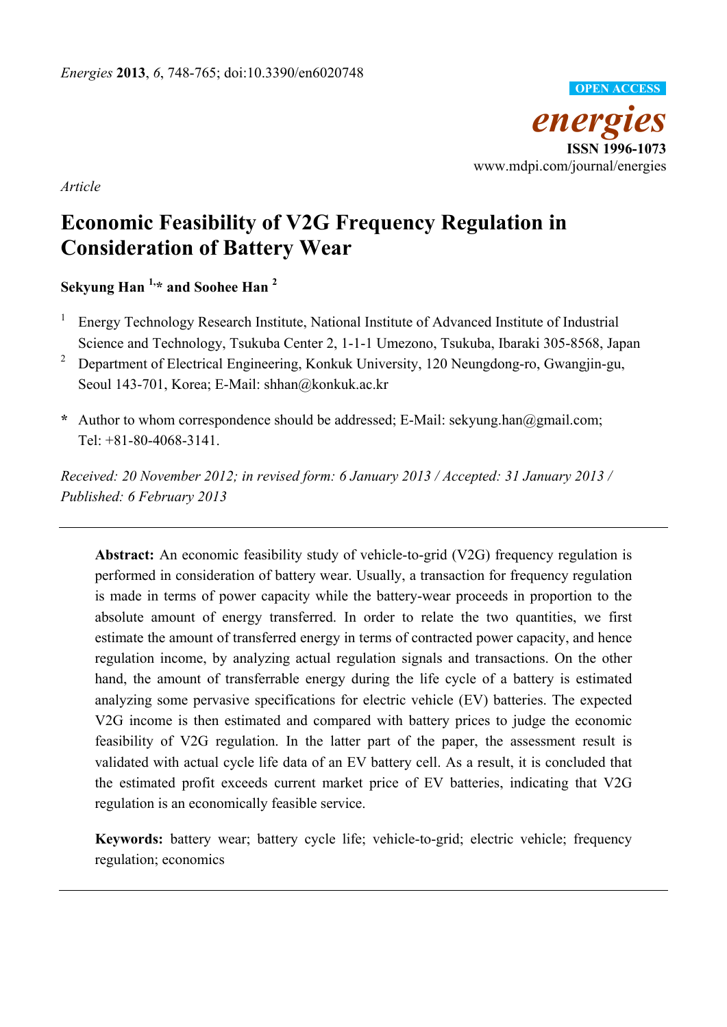*Article*

# Economic Feasibility of V2G Frequency Regulation in Consideration of Battery Wear

**Sekyung Han [1,*] and Soohee Han [2]**

[1] Energy Technology Research Institute, National Institute of Advanced Institute of Industrial Science and Technology, Tsukuba Center 2, 1-1-1 Umezono, Tsukuba, Ibaraki 305-8568, Japan

[2] Department of Electrical Engineering, Konkuk University, 120 Neungdong-ro, Gwangjin-gu, Seoul 143-701, Korea; E-Mail: shhan@konkuk.ac.kr

**\*** Author to whom correspondence should be addressed; E-Mail: sekyung.han@gmail.com; Tel: +81-80-4068-3141.

*Received: 20 November 2012; in revised form: 6 January 2013 / Accepted: 31 January 2013 / Published: 6 February 2013*

---

**Abstract:** An economic feasibility study of vehicle-to-grid (V2G) frequency regulation is performed in consideration of battery wear. Usually, a transaction for frequency regulation is made in terms of power capacity while the battery-wear proceeds in proportion to the absolute amount of energy transferred. In order to relate the two quantities, we first estimate the amount of transferred energy in terms of contracted power capacity, and hence regulation income, by analyzing actual regulation signals and transactions. On the other hand, the amount of transferrable energy during the life cycle of a battery is estimated analyzing some pervasive specifications for electric vehicle (EV) batteries. The expected V2G income is then estimated and compared with battery prices to judge the economic feasibility of V2G regulation. In the latter part of the paper, the assessment result is validated with actual cycle life data of an EV battery cell. As a result, it is concluded that the estimated profit exceeds current market price of EV batteries, indicating that V2G regulation is an economically feasible service.

**Keywords:** battery wear; battery cycle life; vehicle-to-grid; electric vehicle; frequency regulation; economics

---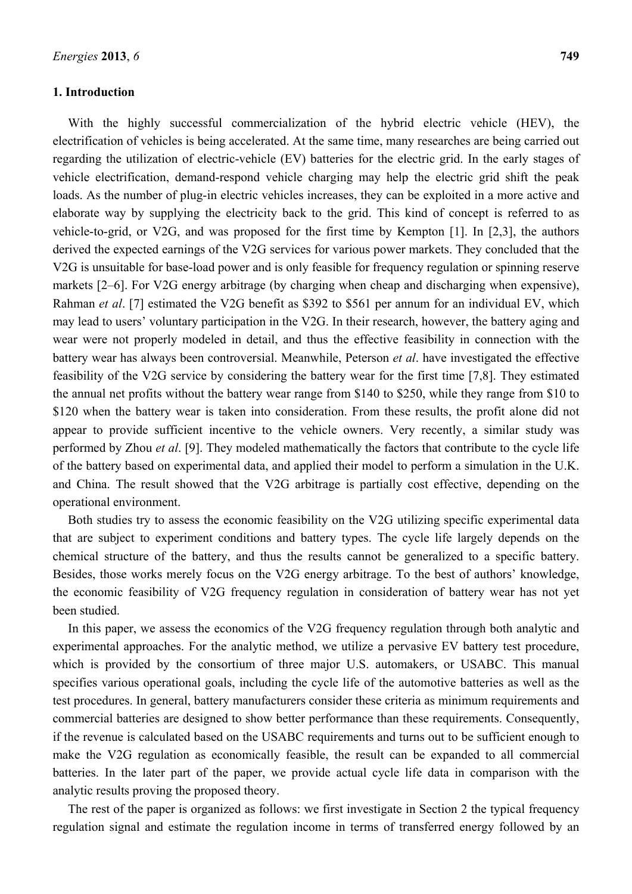## 1. Introduction

With the highly successful commercialization of the hybrid electric vehicle (HEV), the electrification of vehicles is being accelerated. At the same time, many researches are being carried out regarding the utilization of electric-vehicle (EV) batteries for the electric grid. In the early stages of vehicle electrification, demand-respond vehicle charging may help the electric grid shift the peak loads. As the number of plug-in electric vehicles increases, they can be exploited in a more active and elaborate way by supplying the electricity back to the grid. This kind of concept is referred to as vehicle-to-grid, or V2G, and was proposed for the first time by Kempton [1]. In [2,3], the authors derived the expected earnings of the V2G services for various power markets. They concluded that the V2G is unsuitable for base-load power and is only feasible for frequency regulation or spinning reserve markets [2–6]. For V2G energy arbitrage (by charging when cheap and discharging when expensive), Rahman *et al*. [7] estimated the V2G benefit as $392 to $561 per annum for an individual EV, which may lead to users' voluntary participation in the V2G. In their research, however, the battery aging and wear were not properly modeled in detail, and thus the effective feasibility in connection with the battery wear has always been controversial. Meanwhile, Peterson *et al*. have investigated the effective feasibility of the V2G service by considering the battery wear for the first time [7,8]. They estimated the annual net profits without the battery wear range from $140 to $250, while they range from $10 to $120 when the battery wear is taken into consideration. From these results, the profit alone did not appear to provide sufficient incentive to the vehicle owners. Very recently, a similar study was performed by Zhou *et al*. [9]. They modeled mathematically the factors that contribute to the cycle life of the battery based on experimental data, and applied their model to perform a simulation in the U.K. and China. The result showed that the V2G arbitrage is partially cost effective, depending on the operational environment.

Both studies try to assess the economic feasibility on the V2G utilizing specific experimental data that are subject to experiment conditions and battery types. The cycle life largely depends on the chemical structure of the battery, and thus the results cannot be generalized to a specific battery. Besides, those works merely focus on the V2G energy arbitrage. To the best of authors' knowledge, the economic feasibility of V2G frequency regulation in consideration of battery wear has not yet been studied.

In this paper, we assess the economics of the V2G frequency regulation through both analytic and experimental approaches. For the analytic method, we utilize a pervasive EV battery test procedure, which is provided by the consortium of three major U.S. automakers, or USABC. This manual specifies various operational goals, including the cycle life of the automotive batteries as well as the test procedures. In general, battery manufacturers consider these criteria as minimum requirements and commercial batteries are designed to show better performance than these requirements. Consequently, if the revenue is calculated based on the USABC requirements and turns out to be sufficient enough to make the V2G regulation as economically feasible, the result can be expanded to all commercial batteries. In the later part of the paper, we provide actual cycle life data in comparison with the analytic results proving the proposed theory.

The rest of the paper is organized as follows: we first investigate in Section 2 the typical frequency regulation signal and estimate the regulation income in terms of transferred energy followed by an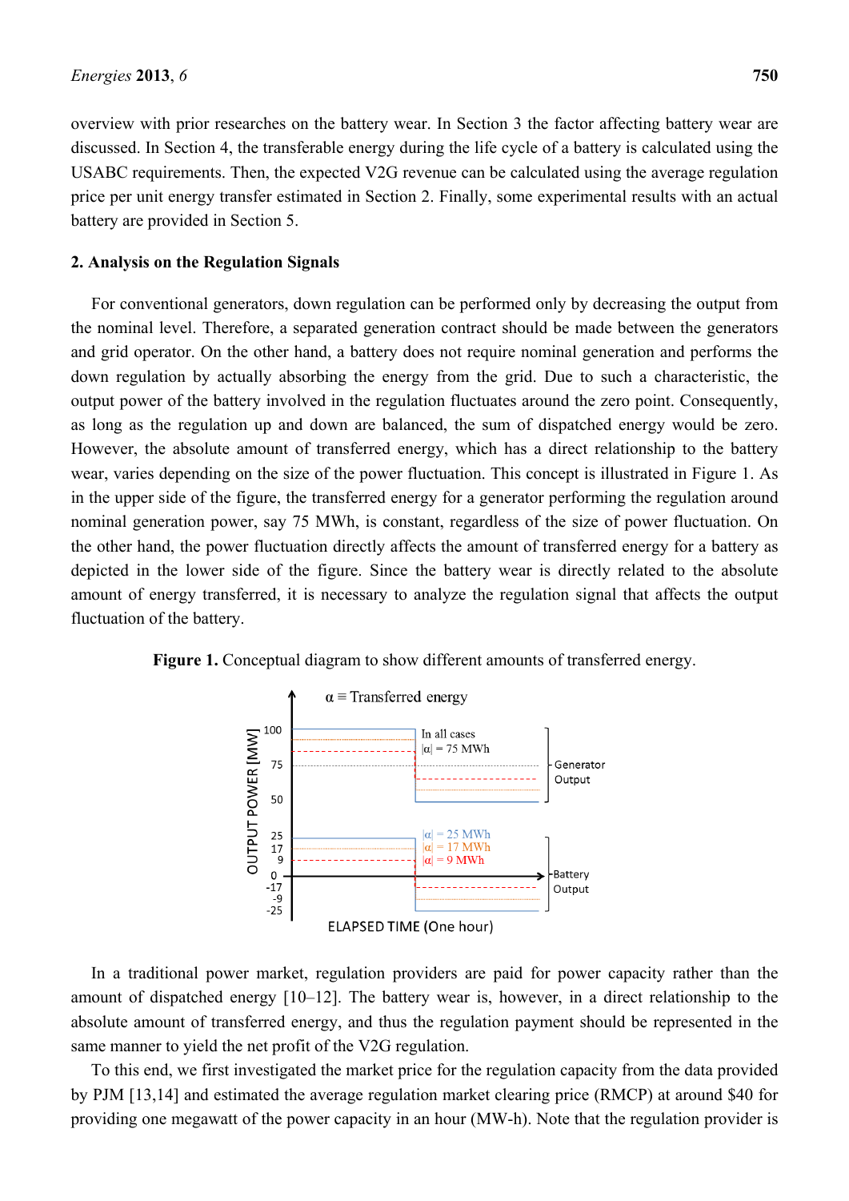overview with prior researches on the battery wear. In Section 3 the factor affecting battery wear are discussed. In Section 4, the transferable energy during the life cycle of a battery is calculated using the USABC requirements. Then, the expected V2G revenue can be calculated using the average regulation price per unit energy transfer estimated in Section 2. Finally, some experimental results with an actual battery are provided in Section 5.

## 2. Analysis on the Regulation Signals

For conventional generators, down regulation can be performed only by decreasing the output from the nominal level. Therefore, a separated generation contract should be made between the generators and grid operator. On the other hand, a battery does not require nominal generation and performs the down regulation by actually absorbing the energy from the grid. Due to such a characteristic, the output power of the battery involved in the regulation fluctuates around the zero point. Consequently, as long as the regulation up and down are balanced, the sum of dispatched energy would be zero. However, the absolute amount of transferred energy, which has a direct relationship to the battery wear, varies depending on the size of the power fluctuation. This concept is illustrated in Figure 1. As in the upper side of the figure, the transferred energy for a generator performing the regulation around nominal generation power, say 75 MWh, is constant, regardless of the size of power fluctuation. On the other hand, the power fluctuation directly affects the amount of transferred energy for a battery as depicted in the lower side of the figure. Since the battery wear is directly related to the absolute amount of energy transferred, it is necessary to analyze the regulation signal that affects the output fluctuation of the battery.

**Figure 1.** Conceptual diagram to show different amounts of transferred energy.

In a traditional power market, regulation providers are paid for power capacity rather than the amount of dispatched energy [10–12]. The battery wear is, however, in a direct relationship to the absolute amount of transferred energy, and thus the regulation payment should be represented in the same manner to yield the net profit of the V2G regulation.

To this end, we first investigated the market price for the regulation capacity from the data provided by PJM [13,14] and estimated the average regulation market clearing price (RMCP) at around $40 for providing one megawatt of the power capacity in an hour (MW-h). Note that the regulation provider is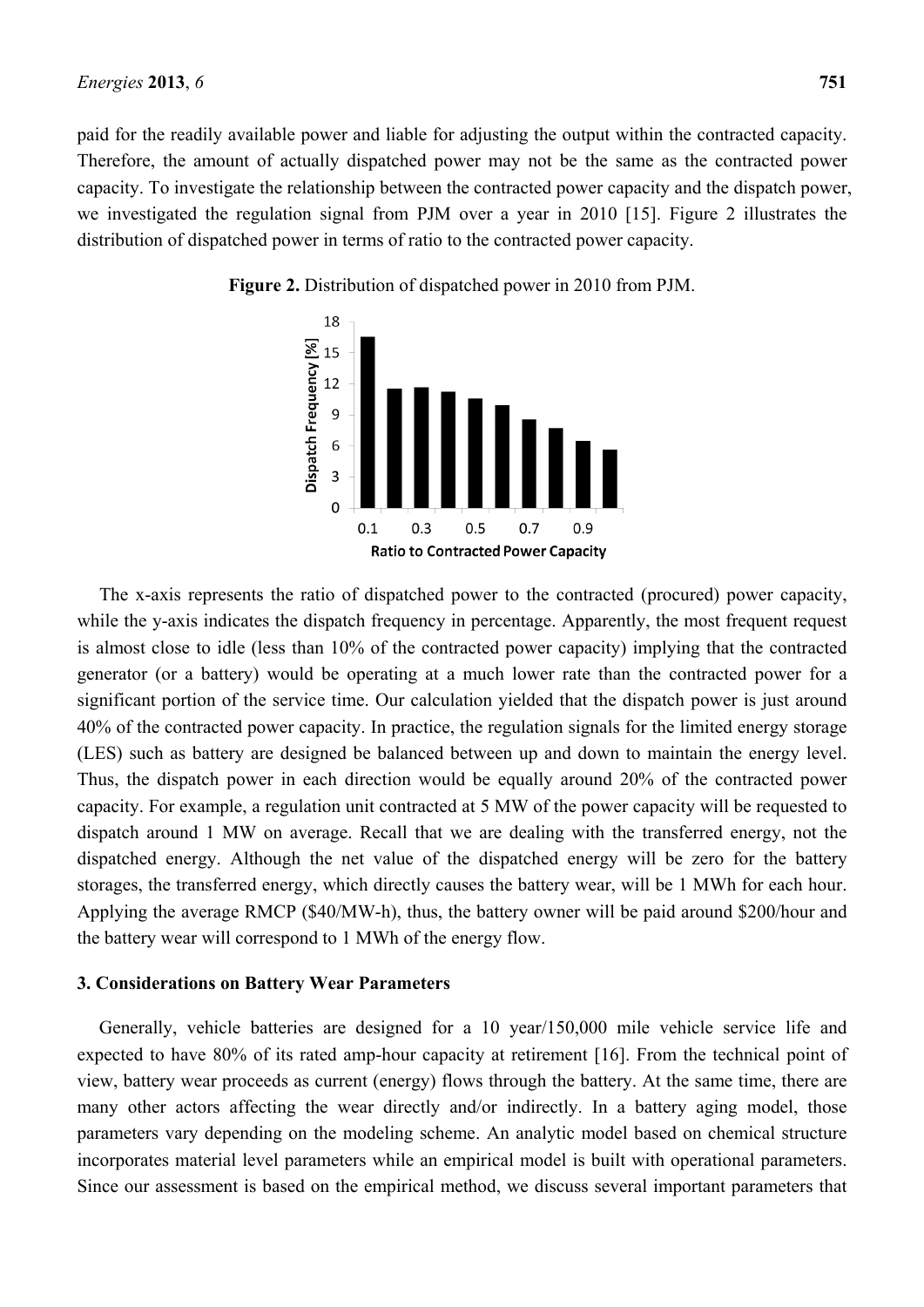paid for the readily available power and liable for adjusting the output within the contracted capacity. Therefore, the amount of actually dispatched power may not be the same as the contracted power capacity. To investigate the relationship between the contracted power capacity and the dispatch power, we investigated the regulation signal from PJM over a year in 2010 [15]. Figure 2 illustrates the distribution of dispatched power in terms of ratio to the contracted power capacity.

**Figure 2.** Distribution of dispatched power in 2010 from PJM.

The x-axis represents the ratio of dispatched power to the contracted (procured) power capacity, while the y-axis indicates the dispatch frequency in percentage. Apparently, the most frequent request is almost close to idle (less than 10% of the contracted power capacity) implying that the contracted generator (or a battery) would be operating at a much lower rate than the contracted power for a significant portion of the service time. Our calculation yielded that the dispatch power is just around 40% of the contracted power capacity. In practice, the regulation signals for the limited energy storage (LES) such as battery are designed be balanced between up and down to maintain the energy level. Thus, the dispatch power in each direction would be equally around 20% of the contracted power capacity. For example, a regulation unit contracted at 5 MW of the power capacity will be requested to dispatch around 1 MW on average. Recall that we are dealing with the transferred energy, not the dispatched energy. Although the net value of the dispatched energy will be zero for the battery storages, the transferred energy, which directly causes the battery wear, will be 1 MWh for each hour. Applying the average RMCP ($40/MW-h), thus, the battery owner will be paid around $200/hour and the battery wear will correspond to 1 MWh of the energy flow.

## 3. Considerations on Battery Wear Parameters

Generally, vehicle batteries are designed for a 10 year/150,000 mile vehicle service life and expected to have 80% of its rated amp-hour capacity at retirement [16]. From the technical point of view, battery wear proceeds as current (energy) flows through the battery. At the same time, there are many other actors affecting the wear directly and/or indirectly. In a battery aging model, those parameters vary depending on the modeling scheme. An analytic model based on chemical structure incorporates material level parameters while an empirical model is built with operational parameters. Since our assessment is based on the empirical method, we discuss several important parameters that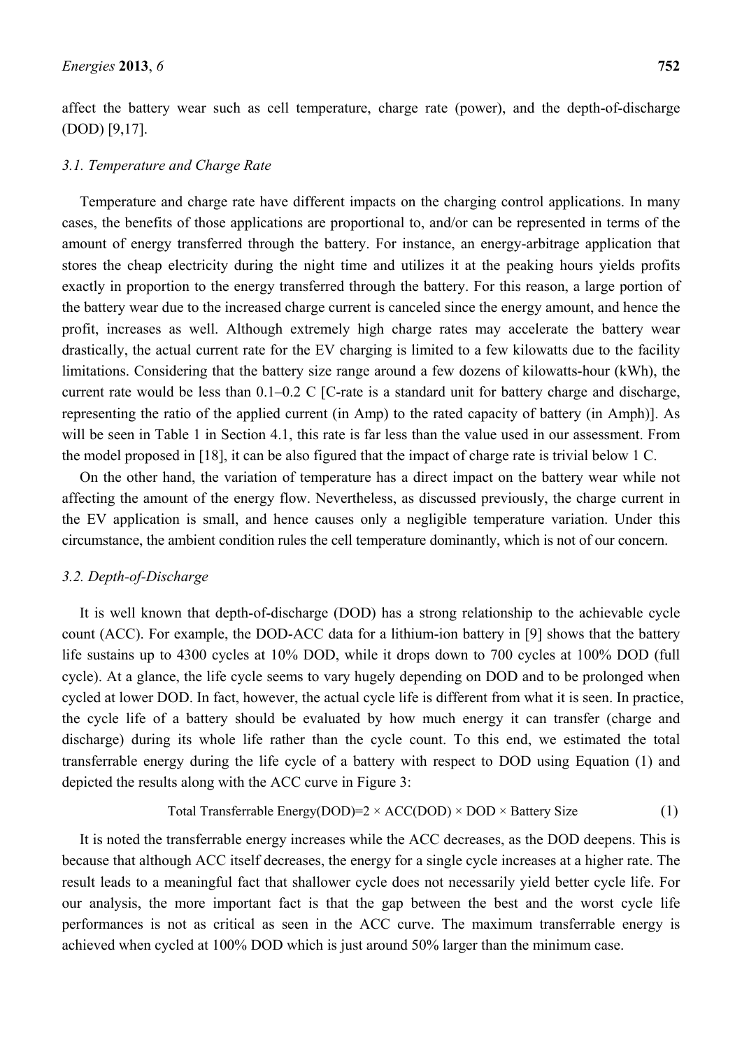affect the battery wear such as cell temperature, charge rate (power), and the depth-of-discharge (DOD) [9,17].

### *3.1. Temperature and Charge Rate*

Temperature and charge rate have different impacts on the charging control applications. In many cases, the benefits of those applications are proportional to, and/or can be represented in terms of the amount of energy transferred through the battery. For instance, an energy-arbitrage application that stores the cheap electricity during the night time and utilizes it at the peaking hours yields profits exactly in proportion to the energy transferred through the battery. For this reason, a large portion of the battery wear due to the increased charge current is canceled since the energy amount, and hence the profit, increases as well. Although extremely high charge rates may accelerate the battery wear drastically, the actual current rate for the EV charging is limited to a few kilowatts due to the facility limitations. Considering that the battery size range around a few dozens of kilowatts-hour (kWh), the current rate would be less than 0.1–0.2 C [C-rate is a standard unit for battery charge and discharge, representing the ratio of the applied current (in Amp) to the rated capacity of battery (in Amph)]. As will be seen in Table 1 in Section 4.1, this rate is far less than the value used in our assessment. From the model proposed in [18], it can be also figured that the impact of charge rate is trivial below 1 C.

On the other hand, the variation of temperature has a direct impact on the battery wear while not affecting the amount of the energy flow. Nevertheless, as discussed previously, the charge current in the EV application is small, and hence causes only a negligible temperature variation. Under this circumstance, the ambient condition rules the cell temperature dominantly, which is not of our concern.

### *3.2. Depth-of-Discharge*

It is well known that depth-of-discharge (DOD) has a strong relationship to the achievable cycle count (ACC). For example, the DOD-ACC data for a lithium-ion battery in [9] shows that the battery life sustains up to 4300 cycles at 10% DOD, while it drops down to 700 cycles at 100% DOD (full cycle). At a glance, the life cycle seems to vary hugely depending on DOD and to be prolonged when cycled at lower DOD. In fact, however, the actual cycle life is different from what it is seen. In practice, the cycle life of a battery should be evaluated by how much energy it can transfer (charge and discharge) during its whole life rather than the cycle count. To this end, we estimated the total transferrable energy during the life cycle of a battery with respect to DOD using Equation (1) and depicted the results along with the ACC curve in Figure 3:

$$\text{Total Transferrable Energy(DOD)} = 2 \times \text{ACC(DOD)} \times \text{DOD} \times \text{Battery Size} \tag{1}$$

It is noted the transferrable energy increases while the ACC decreases, as the DOD deepens. This is because that although ACC itself decreases, the energy for a single cycle increases at a higher rate. The result leads to a meaningful fact that shallower cycle does not necessarily yield better cycle life. For our analysis, the more important fact is that the gap between the best and the worst cycle life performances is not as critical as seen in the ACC curve. The maximum transferrable energy is achieved when cycled at 100% DOD which is just around 50% larger than the minimum case.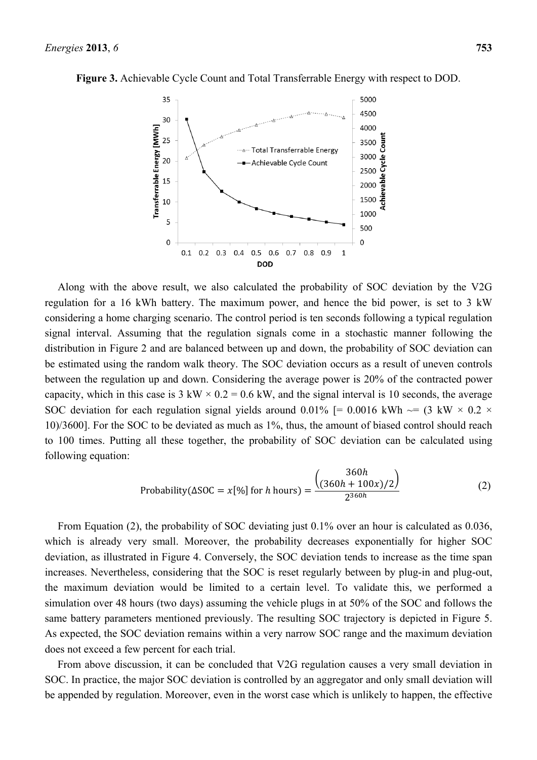**Figure 3.** Achievable Cycle Count and Total Transferrable Energy with respect to DOD.

Along with the above result, we also calculated the probability of SOC deviation by the V2G regulation for a 16 kWh battery. The maximum power, and hence the bid power, is set to 3 kW considering a home charging scenario. The control period is ten seconds following a typical regulation signal interval. Assuming that the regulation signals come in a stochastic manner following the distribution in Figure 2 and are balanced between up and down, the probability of SOC deviation can be estimated using the random walk theory. The SOC deviation occurs as a result of uneven controls between the regulation up and down. Considering the average power is 20% of the contracted power capacity, which in this case is 3 kW × 0.2 = 0.6 kW, and the signal interval is 10 seconds, the average SOC deviation for each regulation signal yields around 0.01% [= 0.0016 kWh ~= (3 kW × 0.2 × 10)/3600]. For the SOC to be deviated as much as 1%, thus, the amount of biased control should reach to 100 times. Putting all these together, the probability of SOC deviation can be calculated using following equation:

$$\text{Probability}(\Delta\text{SOC} = x[\%] \text{ for } h \text{ hours}) = \frac{\binom{360h}{(360h + 100x)/2}}{2^{360h}} \tag{2}$$

From Equation (2), the probability of SOC deviating just 0.1% over an hour is calculated as 0.036, which is already very small. Moreover, the probability decreases exponentially for higher SOC deviation, as illustrated in Figure 4. Conversely, the SOC deviation tends to increase as the time span increases. Nevertheless, considering that the SOC is reset regularly between by plug-in and plug-out, the maximum deviation would be limited to a certain level. To validate this, we performed a simulation over 48 hours (two days) assuming the vehicle plugs in at 50% of the SOC and follows the same battery parameters mentioned previously. The resulting SOC trajectory is depicted in Figure 5. As expected, the SOC deviation remains within a very narrow SOC range and the maximum deviation does not exceed a few percent for each trial.

From above discussion, it can be concluded that V2G regulation causes a very small deviation in SOC. In practice, the major SOC deviation is controlled by an aggregator and only small deviation will be appended by regulation. Moreover, even in the worst case which is unlikely to happen, the effective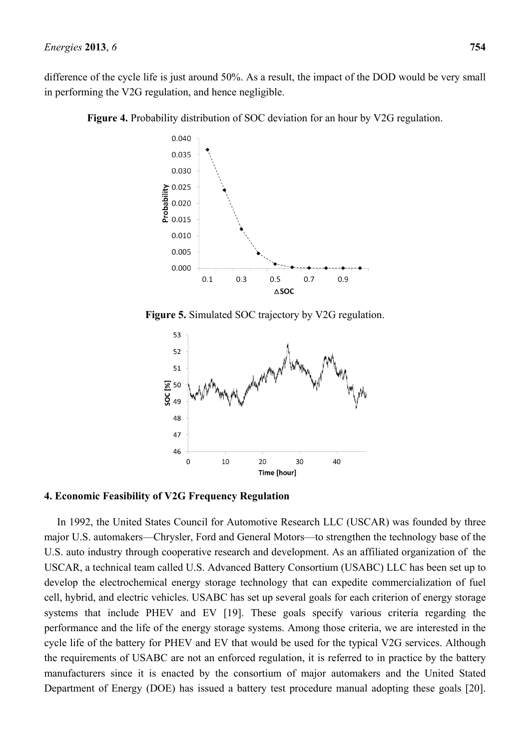difference of the cycle life is just around 50%. As a result, the impact of the DOD would be very small in performing the V2G regulation, and hence negligible.

**Figure 4.** Probability distribution of SOC deviation for an hour by V2G regulation.

**Figure 5.** Simulated SOC trajectory by V2G regulation.

## 4. Economic Feasibility of V2G Frequency Regulation

In 1992, the United States Council for Automotive Research LLC (USCAR) was founded by three major U.S. automakers—Chrysler, Ford and General Motors—to strengthen the technology base of the U.S. auto industry through cooperative research and development. As an affiliated organization of the USCAR, a technical team called U.S. Advanced Battery Consortium (USABC) LLC has been set up to develop the electrochemical energy storage technology that can expedite commercialization of fuel cell, hybrid, and electric vehicles. USABC has set up several goals for each criterion of energy storage systems that include PHEV and EV [19]. These goals specify various criteria regarding the performance and the life of the energy storage systems. Among those criteria, we are interested in the cycle life of the battery for PHEV and EV that would be used for the typical V2G services. Although the requirements of USABC are not an enforced regulation, it is referred to in practice by the battery manufacturers since it is enacted by the consortium of major automakers and the United Stated Department of Energy (DOE) has issued a battery test procedure manual adopting these goals [20].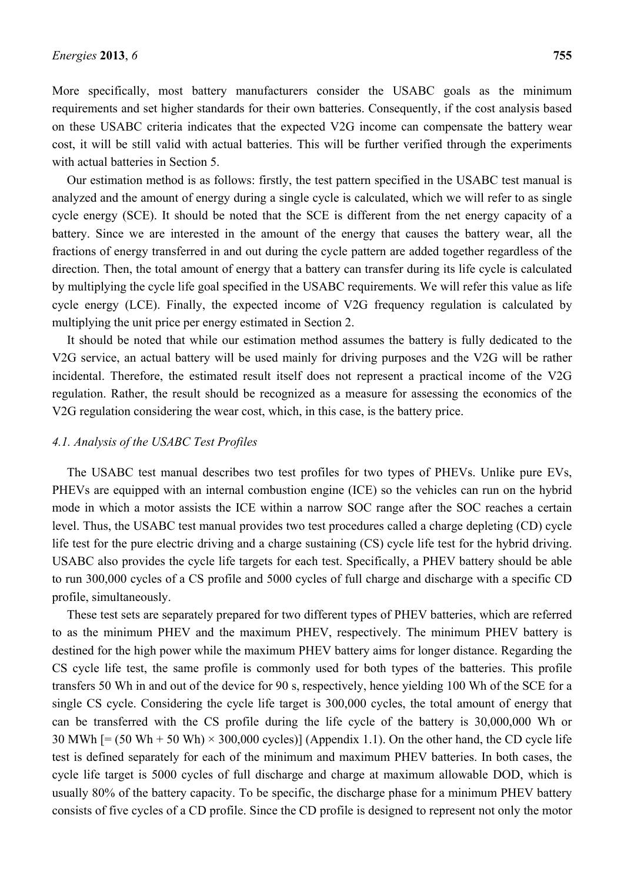More specifically, most battery manufacturers consider the USABC goals as the minimum requirements and set higher standards for their own batteries. Consequently, if the cost analysis based on these USABC criteria indicates that the expected V2G income can compensate the battery wear cost, it will be still valid with actual batteries. This will be further verified through the experiments with actual batteries in Section 5.

Our estimation method is as follows: firstly, the test pattern specified in the USABC test manual is analyzed and the amount of energy during a single cycle is calculated, which we will refer to as single cycle energy (SCE). It should be noted that the SCE is different from the net energy capacity of a battery. Since we are interested in the amount of the energy that causes the battery wear, all the fractions of energy transferred in and out during the cycle pattern are added together regardless of the direction. Then, the total amount of energy that a battery can transfer during its life cycle is calculated by multiplying the cycle life goal specified in the USABC requirements. We will refer this value as life cycle energy (LCE). Finally, the expected income of V2G frequency regulation is calculated by multiplying the unit price per energy estimated in Section 2.

It should be noted that while our estimation method assumes the battery is fully dedicated to the V2G service, an actual battery will be used mainly for driving purposes and the V2G will be rather incidental. Therefore, the estimated result itself does not represent a practical income of the V2G regulation. Rather, the result should be recognized as a measure for assessing the economics of the V2G regulation considering the wear cost, which, in this case, is the battery price.

### *4.1. Analysis of the USABC Test Profiles*

The USABC test manual describes two test profiles for two types of PHEVs. Unlike pure EVs, PHEVs are equipped with an internal combustion engine (ICE) so the vehicles can run on the hybrid mode in which a motor assists the ICE within a narrow SOC range after the SOC reaches a certain level. Thus, the USABC test manual provides two test procedures called a charge depleting (CD) cycle life test for the pure electric driving and a charge sustaining (CS) cycle life test for the hybrid driving. USABC also provides the cycle life targets for each test. Specifically, a PHEV battery should be able to run 300,000 cycles of a CS profile and 5000 cycles of full charge and discharge with a specific CD profile, simultaneously.

These test sets are separately prepared for two different types of PHEV batteries, which are referred to as the minimum PHEV and the maximum PHEV, respectively. The minimum PHEV battery is destined for the high power while the maximum PHEV battery aims for longer distance. Regarding the CS cycle life test, the same profile is commonly used for both types of the batteries. This profile transfers 50 Wh in and out of the device for 90 s, respectively, hence yielding 100 Wh of the SCE for a single CS cycle. Considering the cycle life target is 300,000 cycles, the total amount of energy that can be transferred with the CS profile during the life cycle of the battery is 30,000,000 Wh or 30 MWh [= (50 Wh + 50 Wh) × 300,000 cycles)] (Appendix 1.1). On the other hand, the CD cycle life test is defined separately for each of the minimum and maximum PHEV batteries. In both cases, the cycle life target is 5000 cycles of full discharge and charge at maximum allowable DOD, which is usually 80% of the battery capacity. To be specific, the discharge phase for a minimum PHEV battery consists of five cycles of a CD profile. Since the CD profile is designed to represent not only the motor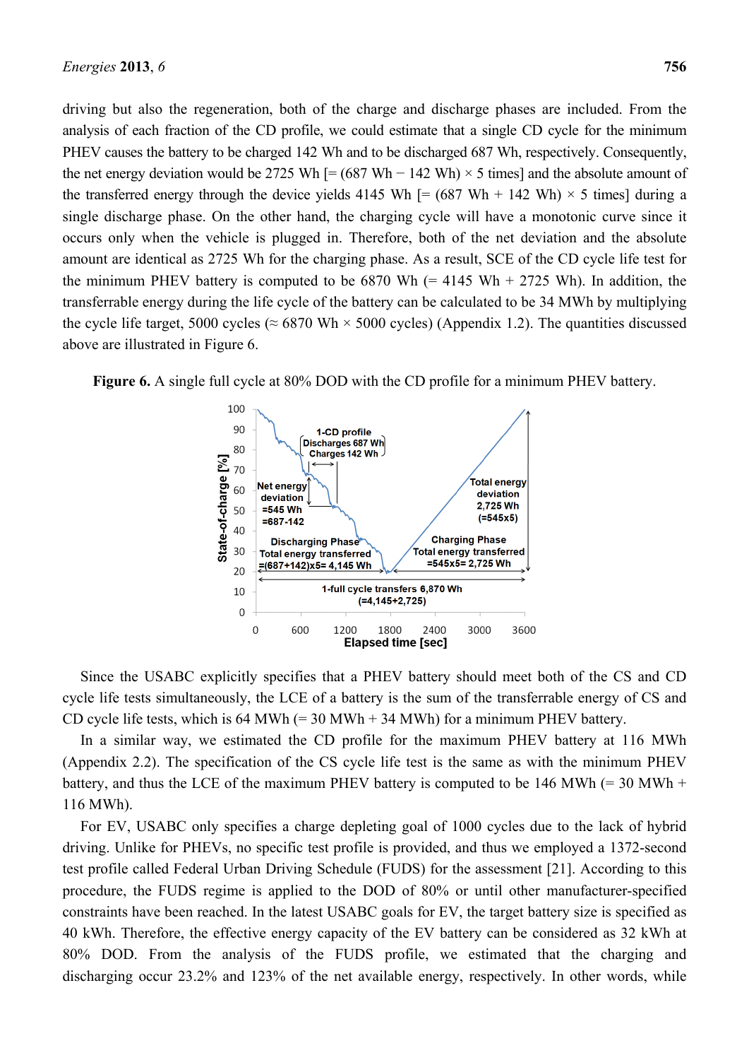driving but also the regeneration, both of the charge and discharge phases are included. From the analysis of each fraction of the CD profile, we could estimate that a single CD cycle for the minimum PHEV causes the battery to be charged 142 Wh and to be discharged 687 Wh, respectively. Consequently, the net energy deviation would be 2725 Wh [= (687 Wh − 142 Wh) × 5 times] and the absolute amount of the transferred energy through the device yields 4145 Wh [= (687 Wh + 142 Wh) × 5 times] during a single discharge phase. On the other hand, the charging cycle will have a monotonic curve since it occurs only when the vehicle is plugged in. Therefore, both of the net deviation and the absolute amount are identical as 2725 Wh for the charging phase. As a result, SCE of the CD cycle life test for the minimum PHEV battery is computed to be 6870 Wh (= 4145 Wh + 2725 Wh). In addition, the transferrable energy during the life cycle of the battery can be calculated to be 34 MWh by multiplying the cycle life target, 5000 cycles (≈ 6870 Wh × 5000 cycles) (Appendix 1.2). The quantities discussed above are illustrated in Figure 6.

**Figure 6.** A single full cycle at 80% DOD with the CD profile for a minimum PHEV battery.

Since the USABC explicitly specifies that a PHEV battery should meet both of the CS and CD cycle life tests simultaneously, the LCE of a battery is the sum of the transferrable energy of CS and CD cycle life tests, which is 64 MWh (= 30 MWh + 34 MWh) for a minimum PHEV battery.

In a similar way, we estimated the CD profile for the maximum PHEV battery at 116 MWh (Appendix 2.2). The specification of the CS cycle life test is the same as with the minimum PHEV battery, and thus the LCE of the maximum PHEV battery is computed to be 146 MWh (= 30 MWh + 116 MWh).

For EV, USABC only specifies a charge depleting goal of 1000 cycles due to the lack of hybrid driving. Unlike for PHEVs, no specific test profile is provided, and thus we employed a 1372-second test profile called Federal Urban Driving Schedule (FUDS) for the assessment [21]. According to this procedure, the FUDS regime is applied to the DOD of 80% or until other manufacturer-specified constraints have been reached. In the latest USABC goals for EV, the target battery size is specified as 40 kWh. Therefore, the effective energy capacity of the EV battery can be considered as 32 kWh at 80% DOD. From the analysis of the FUDS profile, we estimated that the charging and discharging occur 23.2% and 123% of the net available energy, respectively. In other words, while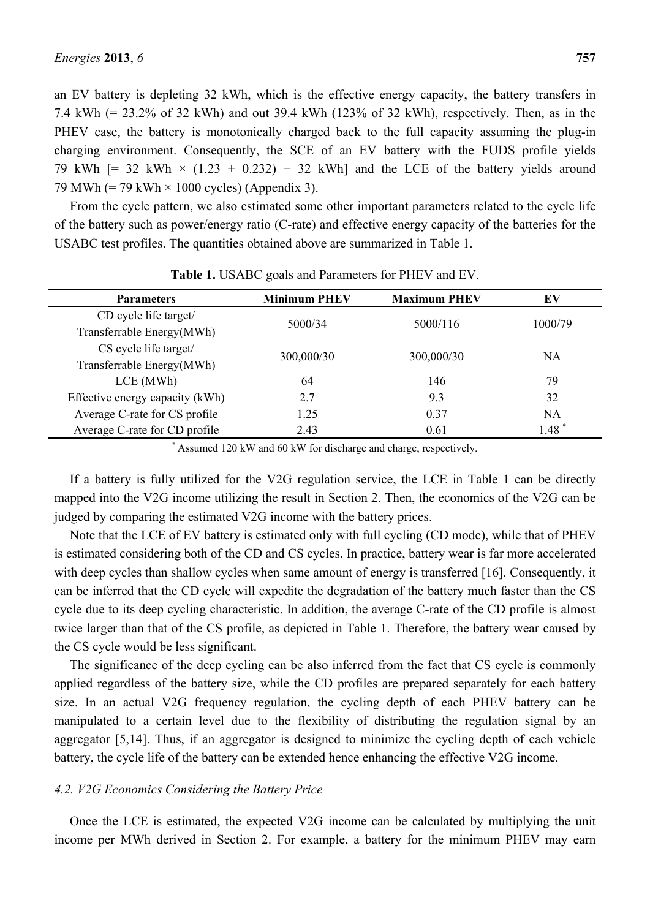an EV battery is depleting 32 kWh, which is the effective energy capacity, the battery transfers in 7.4 kWh (= 23.2% of 32 kWh) and out 39.4 kWh (123% of 32 kWh), respectively. Then, as in the PHEV case, the battery is monotonically charged back to the full capacity assuming the plug-in charging environment. Consequently, the SCE of an EV battery with the FUDS profile yields 79 kWh [= 32 kWh × (1.23 + 0.232) + 32 kWh] and the LCE of the battery yields around 79 MWh (= 79 kWh × 1000 cycles) (Appendix 3).

From the cycle pattern, we also estimated some other important parameters related to the cycle life of the battery such as power/energy ratio (C-rate) and effective energy capacity of the batteries for the USABC test profiles. The quantities obtained above are summarized in Table 1.

**Table 1.** USABC goals and Parameters for PHEV and EV.

| Parameters | Minimum PHEV | Maximum PHEV | EV |
|---|---|---|---|
| CD cycle life target/ Transferrable Energy(MWh) | 5000/34 | 5000/116 | 1000/79 |
| CS cycle life target/ Transferrable Energy(MWh) | 300,000/30 | 300,000/30 | NA |
| LCE (MWh) | 64 | 146 | 79 |
| Effective energy capacity (kWh) | 2.7 | 9.3 | 32 |
| Average C-rate for CS profile | 1.25 | 0.37 | NA |
| Average C-rate for CD profile | 2.43 | 0.61 | 1.48 * |

* Assumed 120 kW and 60 kW for discharge and charge, respectively.

If a battery is fully utilized for the V2G regulation service, the LCE in Table 1 can be directly mapped into the V2G income utilizing the result in Section 2. Then, the economics of the V2G can be judged by comparing the estimated V2G income with the battery prices.

Note that the LCE of EV battery is estimated only with full cycling (CD mode), while that of PHEV is estimated considering both of the CD and CS cycles. In practice, battery wear is far more accelerated with deep cycles than shallow cycles when same amount of energy is transferred [16]. Consequently, it can be inferred that the CD cycle will expedite the degradation of the battery much faster than the CS cycle due to its deep cycling characteristic. In addition, the average C-rate of the CD profile is almost twice larger than that of the CS profile, as depicted in Table 1. Therefore, the battery wear caused by the CS cycle would be less significant.

The significance of the deep cycling can be also inferred from the fact that CS cycle is commonly applied regardless of the battery size, while the CD profiles are prepared separately for each battery size. In an actual V2G frequency regulation, the cycling depth of each PHEV battery can be manipulated to a certain level due to the flexibility of distributing the regulation signal by an aggregator [5,14]. Thus, if an aggregator is designed to minimize the cycling depth of each vehicle battery, the cycle life of the battery can be extended hence enhancing the effective V2G income.

### 4.2. V2G Economics Considering the Battery Price

Once the LCE is estimated, the expected V2G income can be calculated by multiplying the unit income per MWh derived in Section 2. For example, a battery for the minimum PHEV may earn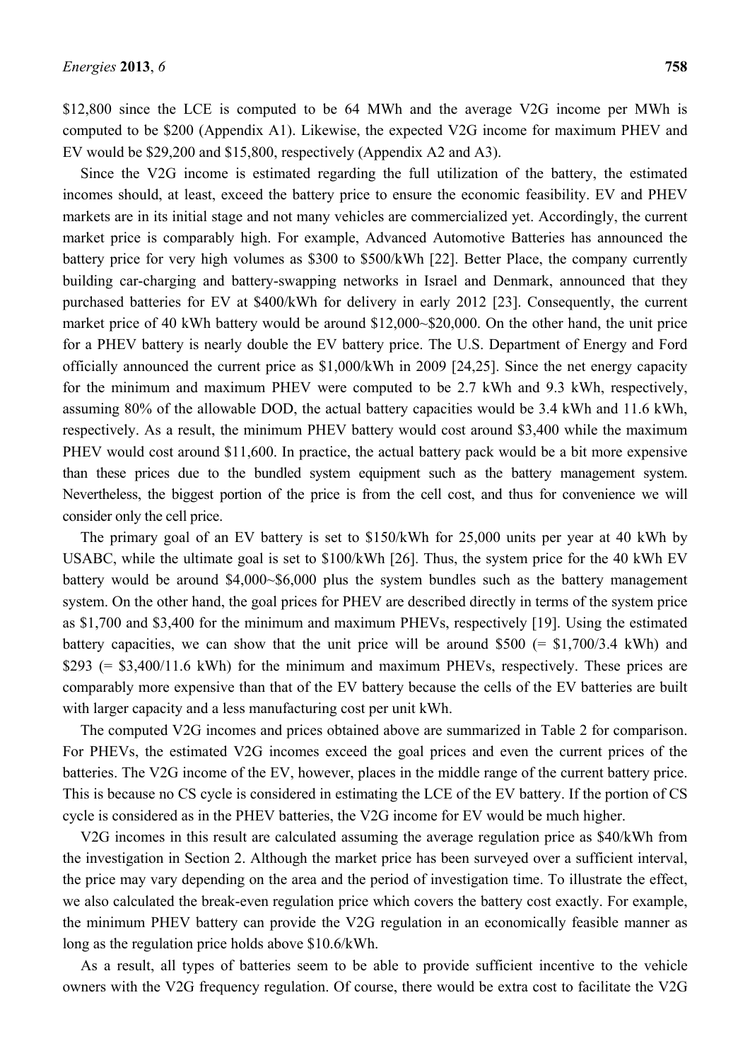$12,800 since the LCE is computed to be 64 MWh and the average V2G income per MWh is computed to be $200 (Appendix A1). Likewise, the expected V2G income for maximum PHEV and EV would be $29,200 and $15,800, respectively (Appendix A2 and A3).

Since the V2G income is estimated regarding the full utilization of the battery, the estimated incomes should, at least, exceed the battery price to ensure the economic feasibility. EV and PHEV markets are in its initial stage and not many vehicles are commercialized yet. Accordingly, the current market price is comparably high. For example, Advanced Automotive Batteries has announced the battery price for very high volumes as $300 to $500/kWh [22]. Better Place, the company currently building car-charging and battery-swapping networks in Israel and Denmark, announced that they purchased batteries for EV at $400/kWh for delivery in early 2012 [23]. Consequently, the current market price of 40 kWh battery would be around $12,000~$20,000. On the other hand, the unit price for a PHEV battery is nearly double the EV battery price. The U.S. Department of Energy and Ford officially announced the current price as $1,000/kWh in 2009 [24,25]. Since the net energy capacity for the minimum and maximum PHEV were computed to be 2.7 kWh and 9.3 kWh, respectively, assuming 80% of the allowable DOD, the actual battery capacities would be 3.4 kWh and 11.6 kWh, respectively. As a result, the minimum PHEV battery would cost around $3,400 while the maximum PHEV would cost around $11,600. In practice, the actual battery pack would be a bit more expensive than these prices due to the bundled system equipment such as the battery management system. Nevertheless, the biggest portion of the price is from the cell cost, and thus for convenience we will consider only the cell price.

The primary goal of an EV battery is set to $150/kWh for 25,000 units per year at 40 kWh by USABC, while the ultimate goal is set to $100/kWh [26]. Thus, the system price for the 40 kWh EV battery would be around $4,000~$6,000 plus the system bundles such as the battery management system. On the other hand, the goal prices for PHEV are described directly in terms of the system price as $1,700 and $3,400 for the minimum and maximum PHEVs, respectively [19]. Using the estimated battery capacities, we can show that the unit price will be around $500 (= $1,700/3.4 kWh) and $293 (= $3,400/11.6 kWh) for the minimum and maximum PHEVs, respectively. These prices are comparably more expensive than that of the EV battery because the cells of the EV batteries are built with larger capacity and a less manufacturing cost per unit kWh.

The computed V2G incomes and prices obtained above are summarized in Table 2 for comparison. For PHEVs, the estimated V2G incomes exceed the goal prices and even the current prices of the batteries. The V2G income of the EV, however, places in the middle range of the current battery price. This is because no CS cycle is considered in estimating the LCE of the EV battery. If the portion of CS cycle is considered as in the PHEV batteries, the V2G income for EV would be much higher.

V2G incomes in this result are calculated assuming the average regulation price as $40/kWh from the investigation in Section 2. Although the market price has been surveyed over a sufficient interval, the price may vary depending on the area and the period of investigation time. To illustrate the effect, we also calculated the break-even regulation price which covers the battery cost exactly. For example, the minimum PHEV battery can provide the V2G regulation in an economically feasible manner as long as the regulation price holds above $10.6/kWh.

As a result, all types of batteries seem to be able to provide sufficient incentive to the vehicle owners with the V2G frequency regulation. Of course, there would be extra cost to facilitate the V2G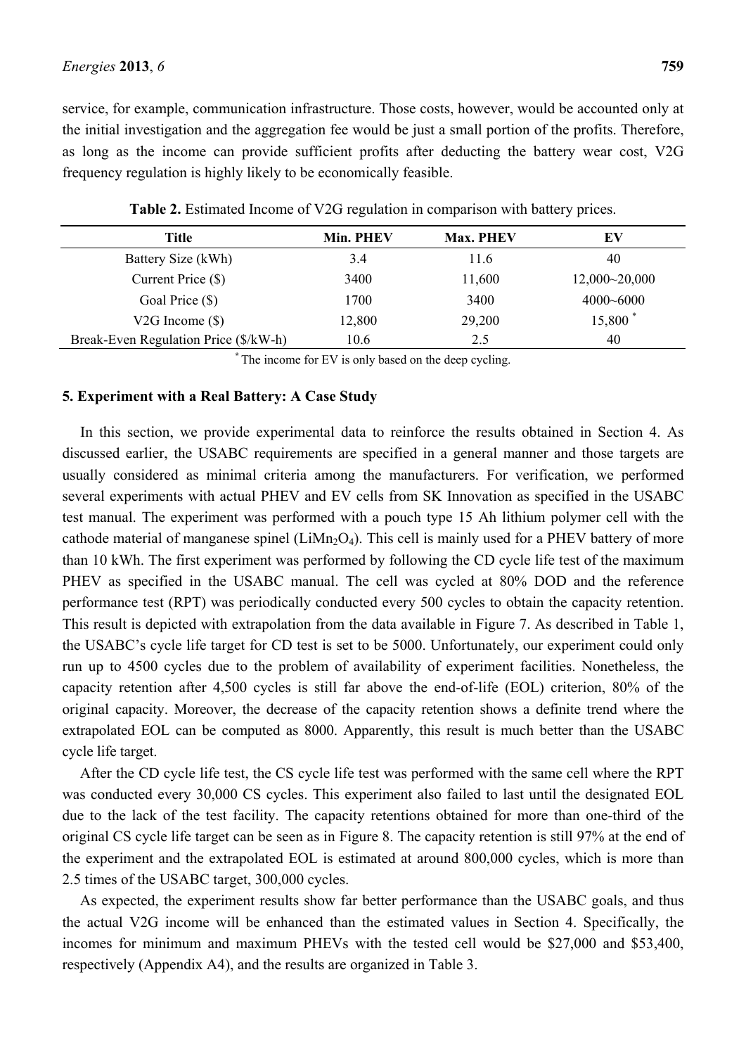service, for example, communication infrastructure. Those costs, however, would be accounted only at the initial investigation and the aggregation fee would be just a small portion of the profits. Therefore, as long as the income can provide sufficient profits after deducting the battery wear cost, V2G frequency regulation is highly likely to be economically feasible.

**Table 2.** Estimated Income of V2G regulation in comparison with battery prices.

| Title | Min. PHEV | Max. PHEV | EV |
|---|---|---|---|
| Battery Size (kWh) | 3.4 | 11.6 | 40 |
| Current Price ($) | 3400 | 11,600 | 12,000~20,000 |
| Goal Price ($) | 1700 | 3400 | 4000~6000 |
| V2G Income ($) | 12,800 | 29,200 | 15,800 * |
| Break-Even Regulation Price ($/kW-h) | 10.6 | 2.5 | 40 |

* The income for EV is only based on the deep cycling.

### 5. Experiment with a Real Battery: A Case Study

In this section, we provide experimental data to reinforce the results obtained in Section 4. As discussed earlier, the USABC requirements are specified in a general manner and those targets are usually considered as minimal criteria among the manufacturers. For verification, we performed several experiments with actual PHEV and EV cells from SK Innovation as specified in the USABC test manual. The experiment was performed with a pouch type 15 Ah lithium polymer cell with the cathode material of manganese spinel ($LiMn_2O_4$). This cell is mainly used for a PHEV battery of more than 10 kWh. The first experiment was performed by following the CD cycle life test of the maximum PHEV as specified in the USABC manual. The cell was cycled at 80% DOD and the reference performance test (RPT) was periodically conducted every 500 cycles to obtain the capacity retention. This result is depicted with extrapolation from the data available in Figure 7. As described in Table 1, the USABC's cycle life target for CD test is set to be 5000. Unfortunately, our experiment could only run up to 4500 cycles due to the problem of availability of experiment facilities. Nonetheless, the capacity retention after 4,500 cycles is still far above the end-of-life (EOL) criterion, 80% of the original capacity. Moreover, the decrease of the capacity retention shows a definite trend where the extrapolated EOL can be computed as 8000. Apparently, this result is much better than the USABC cycle life target.

After the CD cycle life test, the CS cycle life test was performed with the same cell where the RPT was conducted every 30,000 CS cycles. This experiment also failed to last until the designated EOL due to the lack of the test facility. The capacity retentions obtained for more than one-third of the original CS cycle life target can be seen as in Figure 8. The capacity retention is still 97% at the end of the experiment and the extrapolated EOL is estimated at around 800,000 cycles, which is more than 2.5 times of the USABC target, 300,000 cycles.

As expected, the experiment results show far better performance than the USABC goals, and thus the actual V2G income will be enhanced than the estimated values in Section 4. Specifically, the incomes for minimum and maximum PHEVs with the tested cell would be $27,000 and $53,400, respectively (Appendix A4), and the results are organized in Table 3.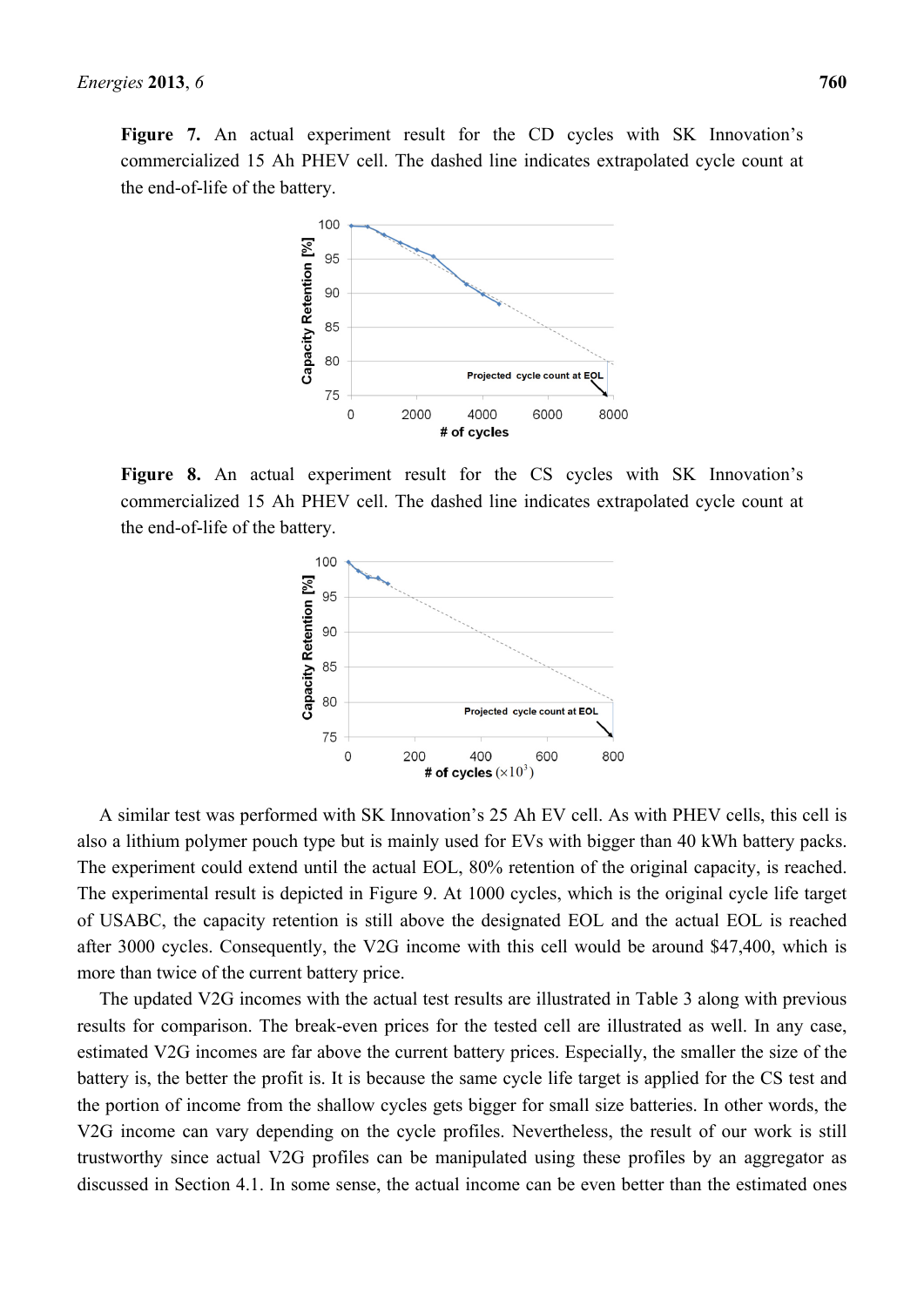**Figure 7.** An actual experiment result for the CD cycles with SK Innovation's commercialized 15 Ah PHEV cell. The dashed line indicates extrapolated cycle count at the end-of-life of the battery.

**Figure 8.** An actual experiment result for the CS cycles with SK Innovation's commercialized 15 Ah PHEV cell. The dashed line indicates extrapolated cycle count at the end-of-life of the battery.

A similar test was performed with SK Innovation's 25 Ah EV cell. As with PHEV cells, this cell is also a lithium polymer pouch type but is mainly used for EVs with bigger than 40 kWh battery packs. The experiment could extend until the actual EOL, 80% retention of the original capacity, is reached. The experimental result is depicted in Figure 9. At 1000 cycles, which is the original cycle life target of USABC, the capacity retention is still above the designated EOL and the actual EOL is reached after 3000 cycles. Consequently, the V2G income with this cell would be around $47,400, which is more than twice of the current battery price.

The updated V2G incomes with the actual test results are illustrated in Table 3 along with previous results for comparison. The break-even prices for the tested cell are illustrated as well. In any case, estimated V2G incomes are far above the current battery prices. Especially, the smaller the size of the battery is, the better the profit is. It is because the same cycle life target is applied for the CS test and the portion of income from the shallow cycles gets bigger for small size batteries. In other words, the V2G income can vary depending on the cycle profiles. Nevertheless, the result of our work is still trustworthy since actual V2G profiles can be manipulated using these profiles by an aggregator as discussed in Section 4.1. In some sense, the actual income can be even better than the estimated ones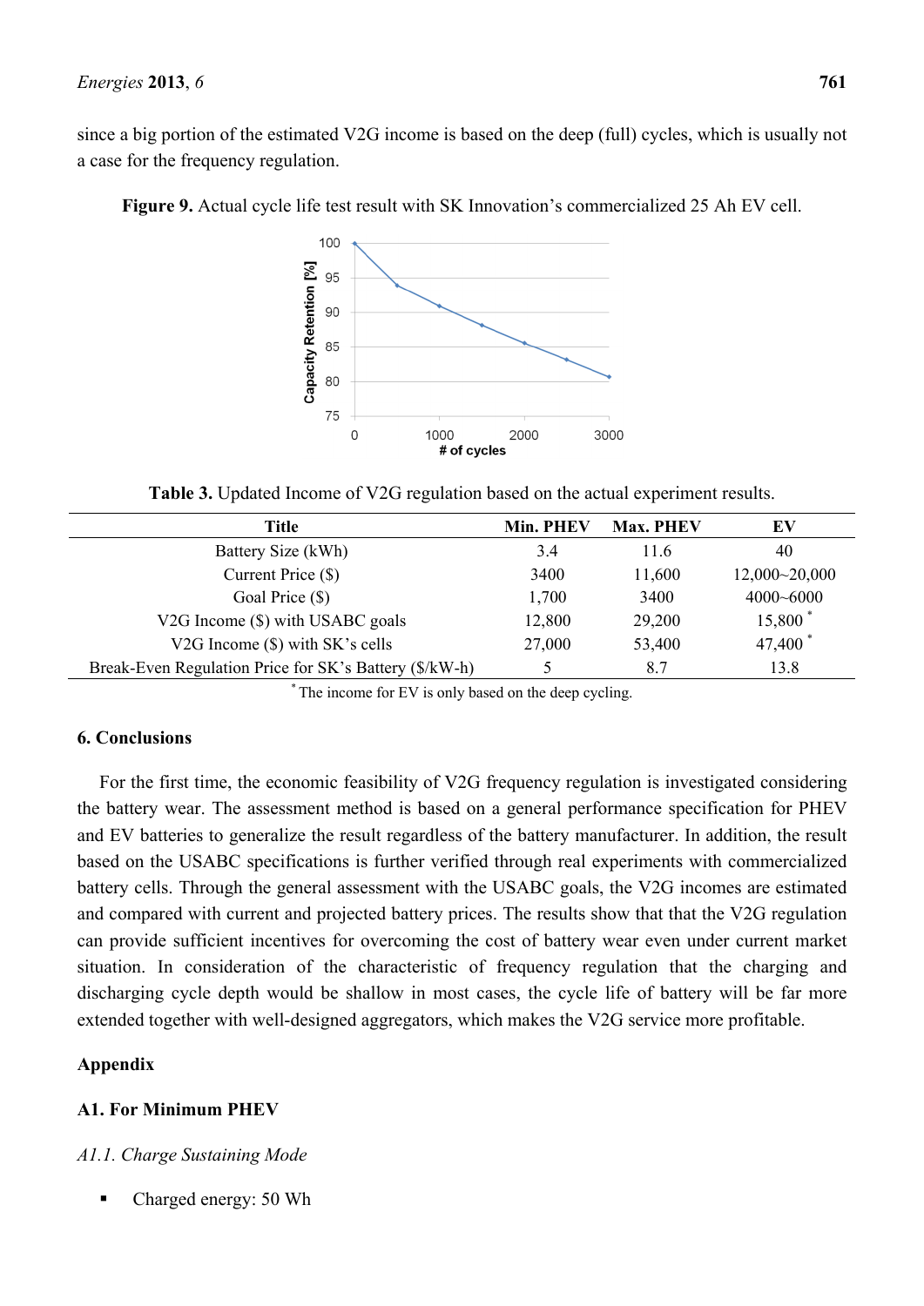since a big portion of the estimated V2G income is based on the deep (full) cycles, which is usually not a case for the frequency regulation.

**Figure 9.** Actual cycle life test result with SK Innovation's commercialized 25 Ah EV cell.

**Table 3.** Updated Income of V2G regulation based on the actual experiment results.

| Title | Min. PHEV | Max. PHEV | EV |
|---|---|---|---|
| Battery Size (kWh) | 3.4 | 11.6 | 40 |
| Current Price ($) | 3400 | 11,600 | 12,000~20,000 |
| Goal Price ($) | 1,700 | 3400 | 4000~6000 |
| V2G Income ($) with USABC goals | 12,800 | 29,200 | 15,800 * |
| V2G Income ($) with SK's cells | 27,000 | 53,400 | 47,400 * |
| Break-Even Regulation Price for SK's Battery ($/kW-h) | 5 | 8.7 | 13.8 |

* The income for EV is only based on the deep cycling.

## 6. Conclusions

For the first time, the economic feasibility of V2G frequency regulation is investigated considering the battery wear. The assessment method is based on a general performance specification for PHEV and EV batteries to generalize the result regardless of the battery manufacturer. In addition, the result based on the USABC specifications is further verified through real experiments with commercialized battery cells. Through the general assessment with the USABC goals, the V2G incomes are estimated and compared with current and projected battery prices. The results show that that the V2G regulation can provide sufficient incentives for overcoming the cost of battery wear even under current market situation. In consideration of the characteristic of frequency regulation that the charging and discharging cycle depth would be shallow in most cases, the cycle life of battery will be far more extended together with well-designed aggregators, which makes the V2G service more profitable.

## Appendix

### A1. For Minimum PHEV

*A1.1. Charge Sustaining Mode*

- Charged energy: 50 Wh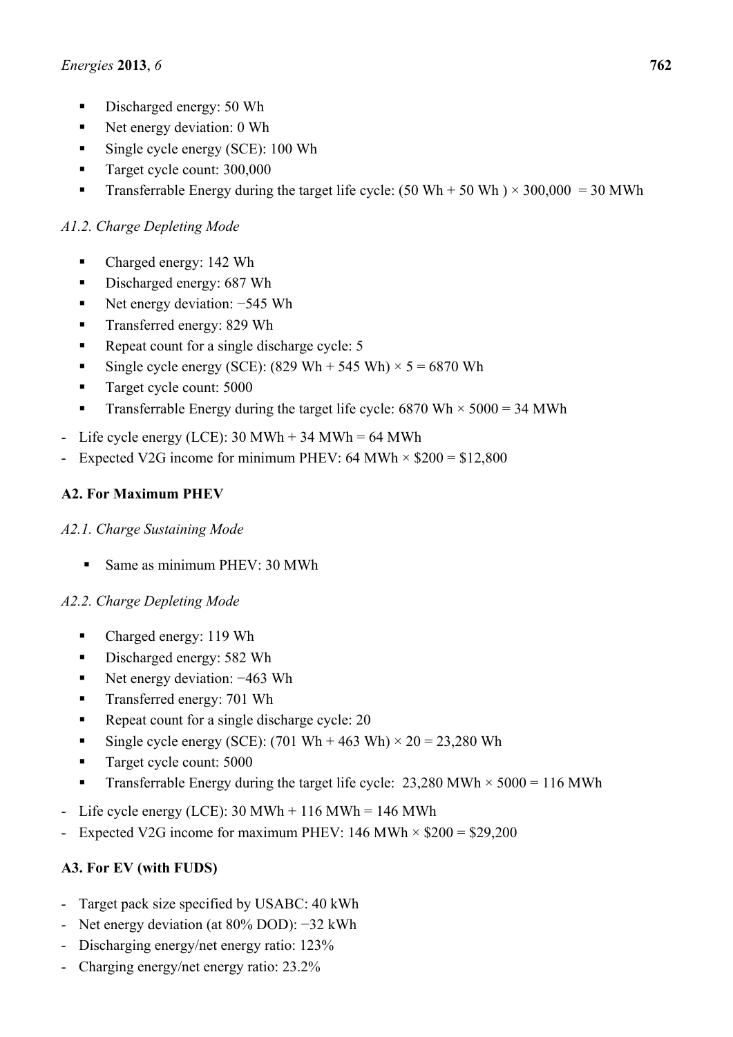- Discharged energy: 50 Wh
- Net energy deviation: 0 Wh
- Single cycle energy (SCE): 100 Wh
- Target cycle count: 300,000
- Transferrable Energy during the target life cycle: (50 Wh + 50 Wh ) × 300,000  = 30 MWh

*A1.2. Charge Depleting Mode*

- Charged energy: 142 Wh
- Discharged energy: 687 Wh
- Net energy deviation: −545 Wh
- Transferred energy: 829 Wh
- Repeat count for a single discharge cycle: 5
- Single cycle energy (SCE): (829 Wh + 545 Wh) × 5 = 6870 Wh
- Target cycle count: 5000
- Transferrable Energy during the target life cycle: 6870 Wh × 5000 = 34 MWh

- Life cycle energy (LCE): 30 MWh + 34 MWh = 64 MWh
- Expected V2G income for minimum PHEV: 64 MWh × $200 = $12,800

**A2. For Maximum PHEV**

*A2.1. Charge Sustaining Mode*

- Same as minimum PHEV: 30 MWh

*A2.2. Charge Depleting Mode*

- Charged energy: 119 Wh
- Discharged energy: 582 Wh
- Net energy deviation: −463 Wh
- Transferred energy: 701 Wh
- Repeat count for a single discharge cycle: 20
- Single cycle energy (SCE): (701 Wh + 463 Wh) × 20 = 23,280 Wh
- Target cycle count: 5000
- Transferrable Energy during the target life cycle:  23,280 MWh × 5000 = 116 MWh

- Life cycle energy (LCE): 30 MWh + 116 MWh = 146 MWh
- Expected V2G income for maximum PHEV: 146 MWh × $200 = $29,200

**A3. For EV (with FUDS)**

- Target pack size specified by USABC: 40 kWh
- Net energy deviation (at 80% DOD): −32 kWh
- Discharging energy/net energy ratio: 123%
- Charging energy/net energy ratio: 23.2%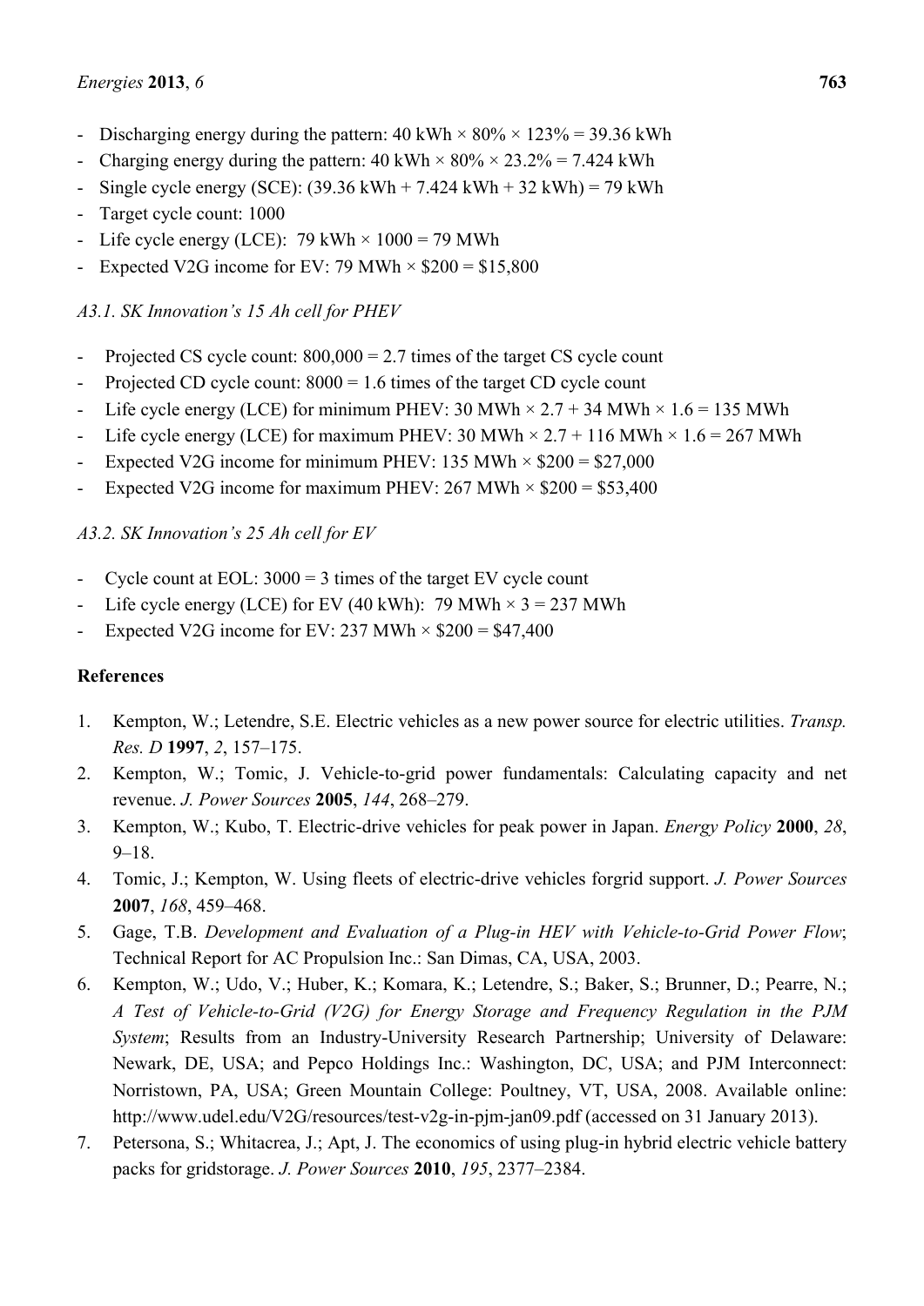- Discharging energy during the pattern: 40 kWh × 80% × 123% = 39.36 kWh
- Charging energy during the pattern: 40 kWh × 80% × 23.2% = 7.424 kWh
- Single cycle energy (SCE): (39.36 kWh + 7.424 kWh + 32 kWh) = 79 kWh
- Target cycle count: 1000
- Life cycle energy (LCE): 79 kWh × 1000 = 79 MWh
- Expected V2G income for EV: 79 MWh × $200 = $15,800

### *A3.1. SK Innovation's 15 Ah cell for PHEV*

- Projected CS cycle count: 800,000 = 2.7 times of the target CS cycle count
- Projected CD cycle count: 8000 = 1.6 times of the target CD cycle count
- Life cycle energy (LCE) for minimum PHEV: 30 MWh × 2.7 + 34 MWh × 1.6 = 135 MWh
- Life cycle energy (LCE) for maximum PHEV: 30 MWh × 2.7 + 116 MWh × 1.6 = 267 MWh
- Expected V2G income for minimum PHEV: 135 MWh × $200 = $27,000
- Expected V2G income for maximum PHEV: 267 MWh × $200 = $53,400

### *A3.2. SK Innovation's 25 Ah cell for EV*

- Cycle count at EOL: 3000 = 3 times of the target EV cycle count
- Life cycle energy (LCE) for EV (40 kWh): 79 MWh × 3 = 237 MWh
- Expected V2G income for EV: 237 MWh × $200 = $47,400

## References

1. Kempton, W.; Letendre, S.E. Electric vehicles as a new power source for electric utilities. *Transp. Res. D* **1997**, *2*, 157–175.
2. Kempton, W.; Tomic, J. Vehicle-to-grid power fundamentals: Calculating capacity and net revenue. *J. Power Sources* **2005**, *144*, 268–279.
3. Kempton, W.; Kubo, T. Electric-drive vehicles for peak power in Japan. *Energy Policy* **2000**, *28*, 9–18.
4. Tomic, J.; Kempton, W. Using fleets of electric-drive vehicles forgrid support. *J. Power Sources* **2007**, *168*, 459–468.
5. Gage, T.B. *Development and Evaluation of a Plug-in HEV with Vehicle-to-Grid Power Flow*; Technical Report for AC Propulsion Inc.: San Dimas, CA, USA, 2003.
6. Kempton, W.; Udo, V.; Huber, K.; Komara, K.; Letendre, S.; Baker, S.; Brunner, D.; Pearre, N.; *A Test of Vehicle-to-Grid (V2G) for Energy Storage and Frequency Regulation in the PJM System*; Results from an Industry-University Research Partnership; University of Delaware: Newark, DE, USA; and Pepco Holdings Inc.: Washington, DC, USA; and PJM Interconnect: Norristown, PA, USA; Green Mountain College: Poultney, VT, USA, 2008. Available online: http://www.udel.edu/V2G/resources/test-v2g-in-pjm-jan09.pdf (accessed on 31 January 2013).
7. Petersona, S.; Whitacrea, J.; Apt, J. The economics of using plug-in hybrid electric vehicle battery packs for gridstorage. *J. Power Sources* **2010**, *195*, 2377–2384.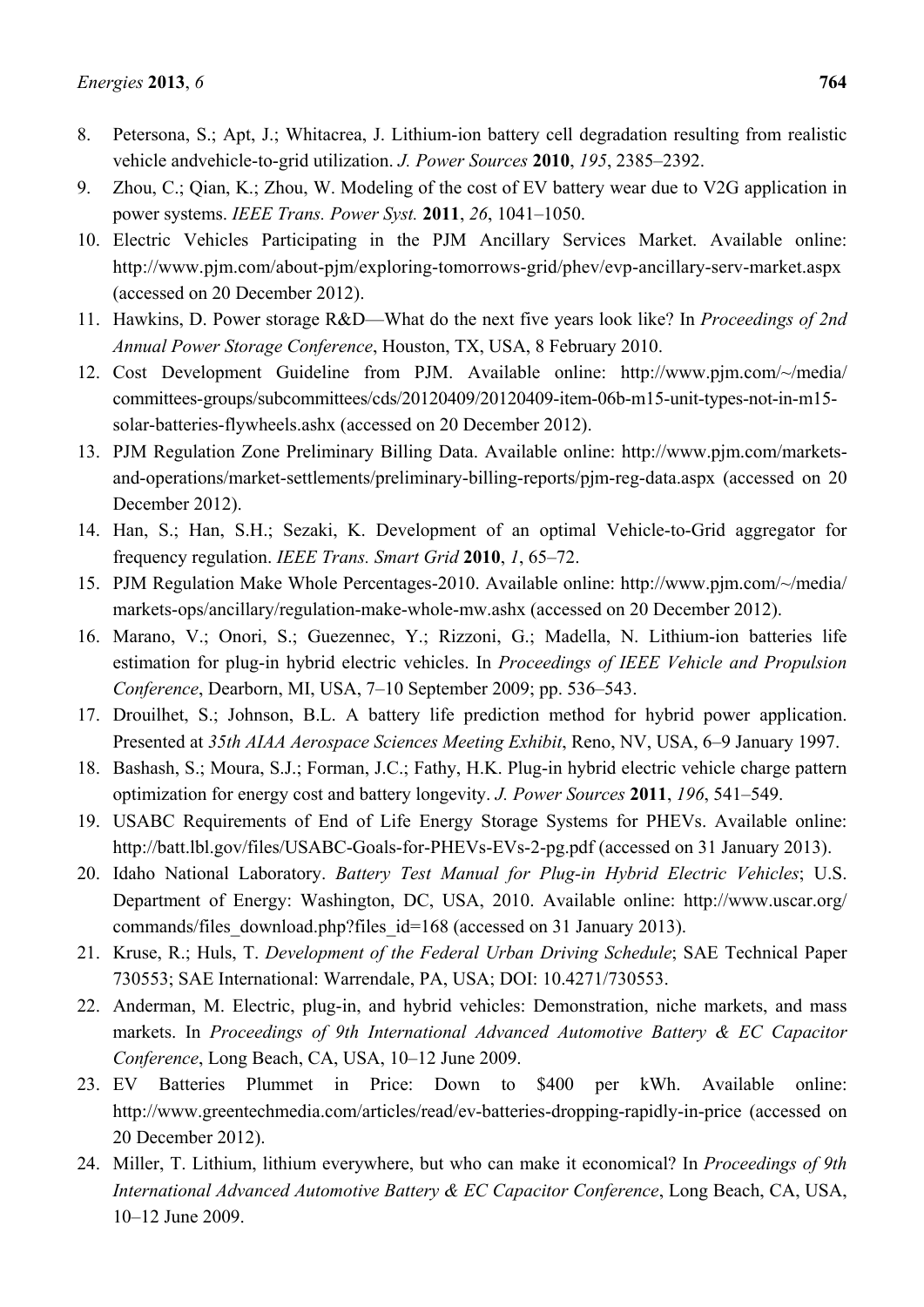8. Petersona, S.; Apt, J.; Whitacrea, J. Lithium-ion battery cell degradation resulting from realistic vehicle andvehicle-to-grid utilization. *J. Power Sources* **2010**, *195*, 2385–2392.
9. Zhou, C.; Qian, K.; Zhou, W. Modeling of the cost of EV battery wear due to V2G application in power systems. *IEEE Trans. Power Syst.* **2011**, *26*, 1041–1050.
10. Electric Vehicles Participating in the PJM Ancillary Services Market. Available online: http://www.pjm.com/about-pjm/exploring-tomorrows-grid/phev/evp-ancillary-serv-market.aspx (accessed on 20 December 2012).
11. Hawkins, D. Power storage R&D—What do the next five years look like? In *Proceedings of 2nd Annual Power Storage Conference*, Houston, TX, USA, 8 February 2010.
12. Cost Development Guideline from PJM. Available online: http://www.pjm.com/~/media/committees-groups/subcommittees/cds/20120409/20120409-item-06b-m15-unit-types-not-in-m15-solar-batteries-flywheels.ashx (accessed on 20 December 2012).
13. PJM Regulation Zone Preliminary Billing Data. Available online: http://www.pjm.com/markets-and-operations/market-settlements/preliminary-billing-reports/pjm-reg-data.aspx (accessed on 20 December 2012).
14. Han, S.; Han, S.H.; Sezaki, K. Development of an optimal Vehicle-to-Grid aggregator for frequency regulation. *IEEE Trans. Smart Grid* **2010**, *1*, 65–72.
15. PJM Regulation Make Whole Percentages-2010. Available online: http://www.pjm.com/~/media/markets-ops/ancillary/regulation-make-whole-mw.ashx (accessed on 20 December 2012).
16. Marano, V.; Onori, S.; Guezennec, Y.; Rizzoni, G.; Madella, N. Lithium-ion batteries life estimation for plug-in hybrid electric vehicles. In *Proceedings of IEEE Vehicle and Propulsion Conference*, Dearborn, MI, USA, 7–10 September 2009; pp. 536–543.
17. Drouilhet, S.; Johnson, B.L. A battery life prediction method for hybrid power application. Presented at *35th AIAA Aerospace Sciences Meeting Exhibit*, Reno, NV, USA, 6–9 January 1997.
18. Bashash, S.; Moura, S.J.; Forman, J.C.; Fathy, H.K. Plug-in hybrid electric vehicle charge pattern optimization for energy cost and battery longevity. *J. Power Sources* **2011**, *196*, 541–549.
19. USABC Requirements of End of Life Energy Storage Systems for PHEVs. Available online: http://batt.lbl.gov/files/USABC-Goals-for-PHEVs-EVs-2-pg.pdf (accessed on 31 January 2013).
20. Idaho National Laboratory. *Battery Test Manual for Plug-in Hybrid Electric Vehicles*; U.S. Department of Energy: Washington, DC, USA, 2010. Available online: http://www.uscar.org/commands/files_download.php?files_id=168 (accessed on 31 January 2013).
21. Kruse, R.; Huls, T. *Development of the Federal Urban Driving Schedule*; SAE Technical Paper 730553; SAE International: Warrendale, PA, USA; DOI: 10.4271/730553.
22. Anderman, M. Electric, plug-in, and hybrid vehicles: Demonstration, niche markets, and mass markets. In *Proceedings of 9th International Advanced Automotive Battery & EC Capacitor Conference*, Long Beach, CA, USA, 10–12 June 2009.
23. EV Batteries Plummet in Price: Down to $400 per kWh. Available online: http://www.greentechmedia.com/articles/read/ev-batteries-dropping-rapidly-in-price (accessed on 20 December 2012).
24. Miller, T. Lithium, lithium everywhere, but who can make it economical? In *Proceedings of 9th International Advanced Automotive Battery & EC Capacitor Conference*, Long Beach, CA, USA, 10–12 June 2009.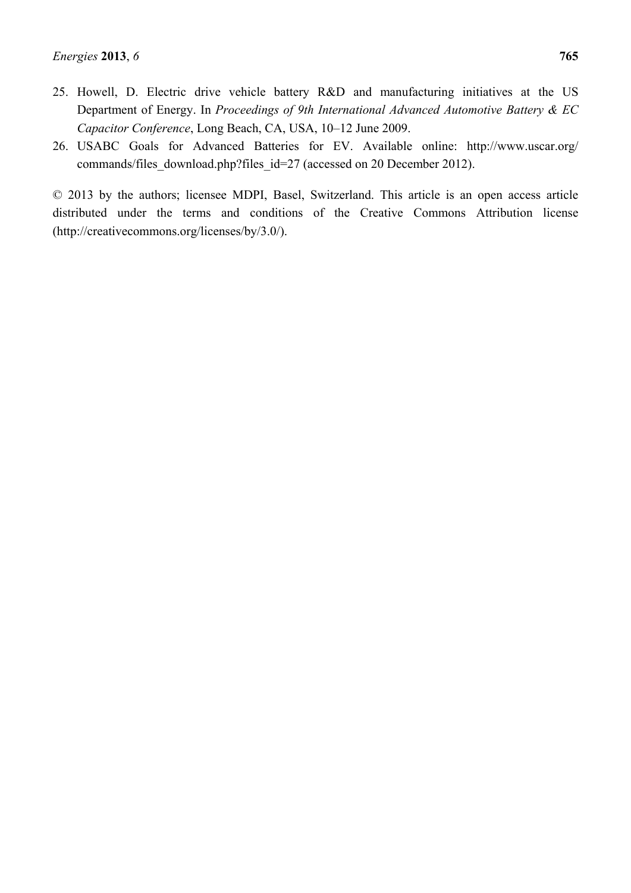25. Howell, D. Electric drive vehicle battery R&D and manufacturing initiatives at the US Department of Energy. In *Proceedings of 9th International Advanced Automotive Battery & EC Capacitor Conference*, Long Beach, CA, USA, 10–12 June 2009.
26. USABC Goals for Advanced Batteries for EV. Available online: http://www.uscar.org/commands/files_download.php?files_id=27 (accessed on 20 December 2012).

© 2013 by the authors; licensee MDPI, Basel, Switzerland. This article is an open access article distributed under the terms and conditions of the Creative Commons Attribution license (http://creativecommons.org/licenses/by/3.0/).